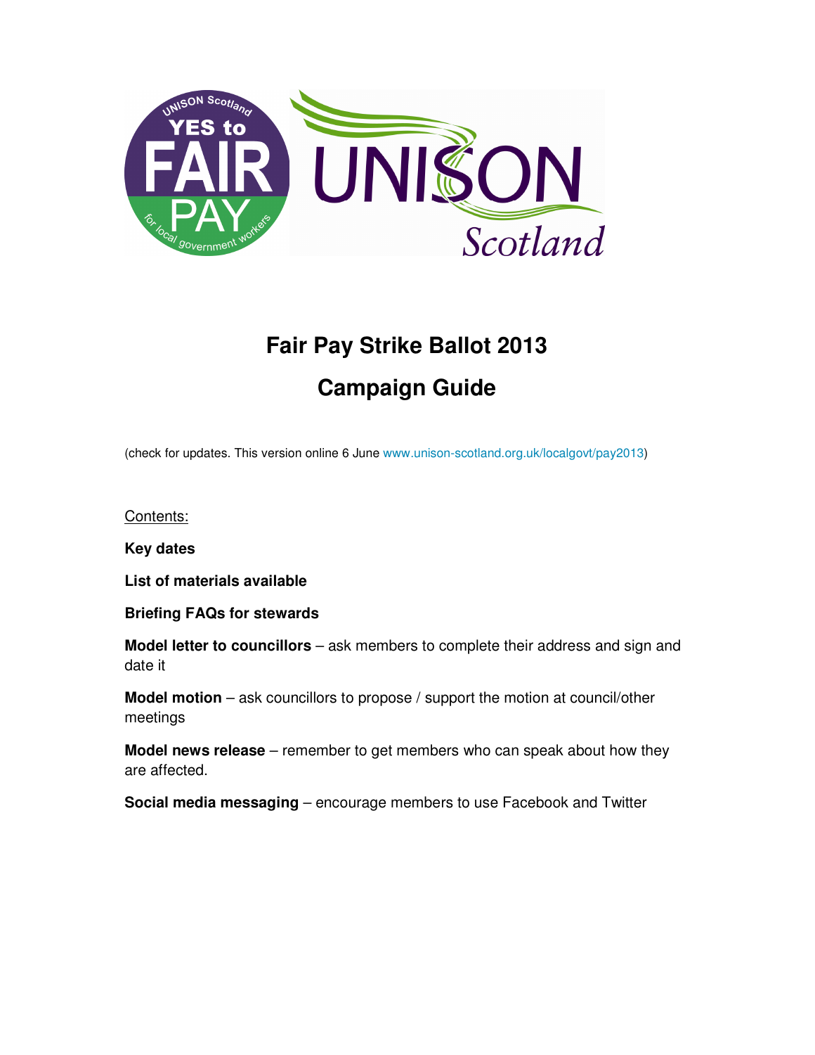# Fair Pay Strike Ballot 2013

## Campaign Guide

(check for updates. This version online 6 June www.unison-scotland.org.uk/localgovt/pay2013)

Contents:

**Key dates**

**List of materials available**

**Briefing FAQs for stewards**

**Model letter to councillors** – ask members to complete their address and sign and date it

**Model motion** – ask councillors to propose / support the motion at council/other meetings

**Model news release** – remember to get members who can speak about how they are affected.

**Social media messaging** – encourage members to use Facebook and Twitter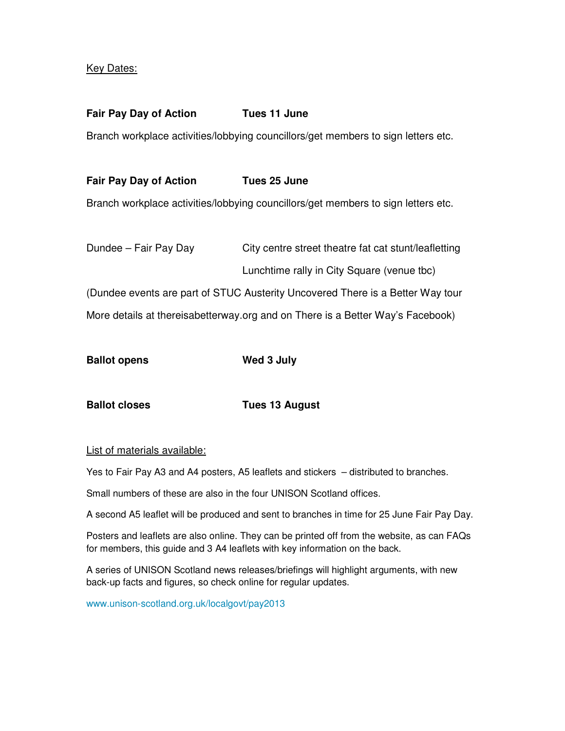<u>Key Dates:</u>

**Fair Pay Day of Action** **Tues 11 June**

Branch workplace activities/lobbying councillors/get members to sign letters etc.

**Fair Pay Day of Action** **Tues 25 June**

Branch workplace activities/lobbying councillors/get members to sign letters etc.

Dundee – Fair Pay Day City centre street theatre fat cat stunt/leafletting

Lunchtime rally in City Square (venue tbc)

(Dundee events are part of STUC Austerity Uncovered There is a Better Way tour More details at thereisabetterway.org and on There is a Better Way's Facebook)

**Ballot opens** **Wed 3 July**

**Ballot closes** **Tues 13 August**

<u>List of materials available:</u>

Yes to Fair Pay A3 and A4 posters, A5 leaflets and stickers – distributed to branches.

Small numbers of these are also in the four UNISON Scotland offices.

A second A5 leaflet will be produced and sent to branches in time for 25 June Fair Pay Day.

Posters and leaflets are also online. They can be printed off from the website, as can FAQs for members, this guide and 3 A4 leaflets with key information on the back.

A series of UNISON Scotland news releases/briefings will highlight arguments, with new back-up facts and figures, so check online for regular updates.

www.unison-scotland.org.uk/localgovt/pay2013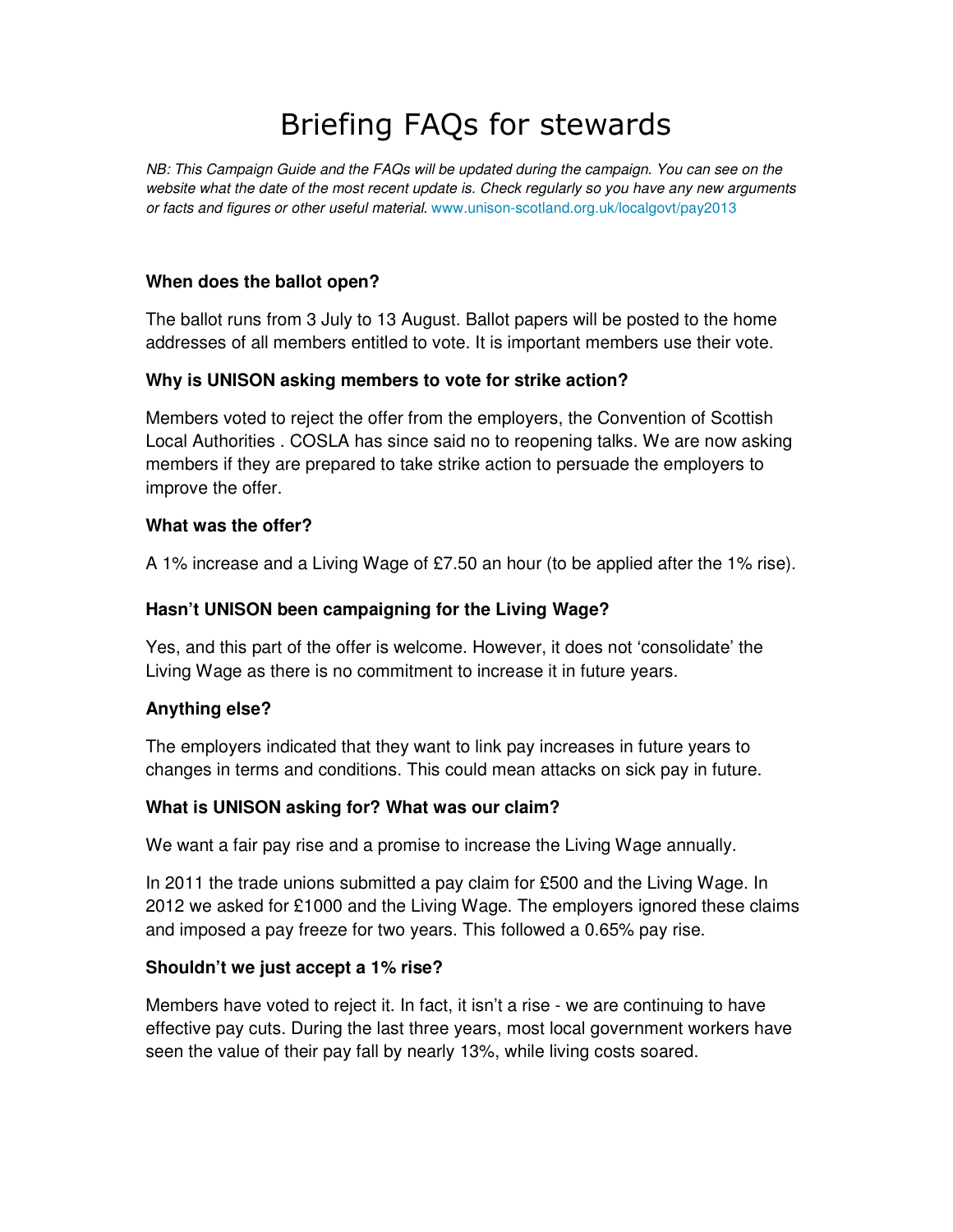# Briefing FAQs for stewards

*NB: This Campaign Guide and the FAQs will be updated during the campaign. You can see on the website what the date of the most recent update is. Check regularly so you have any new arguments or facts and figures or other useful material.* www.unison-scotland.org.uk/localgovt/pay2013

**When does the ballot open?**

The ballot runs from 3 July to 13 August. Ballot papers will be posted to the home addresses of all members entitled to vote. It is important members use their vote.

**Why is UNISON asking members to vote for strike action?**

Members voted to reject the offer from the employers, the Convention of Scottish Local Authorities . COSLA has since said no to reopening talks. We are now asking members if they are prepared to take strike action to persuade the employers to improve the offer.

**What was the offer?**

A 1% increase and a Living Wage of £7.50 an hour (to be applied after the 1% rise).

**Hasn't UNISON been campaigning for the Living Wage?**

Yes, and this part of the offer is welcome. However, it does not 'consolidate' the Living Wage as there is no commitment to increase it in future years.

**Anything else?**

The employers indicated that they want to link pay increases in future years to changes in terms and conditions. This could mean attacks on sick pay in future.

**What is UNISON asking for? What was our claim?**

We want a fair pay rise and a promise to increase the Living Wage annually.

In 2011 the trade unions submitted a pay claim for £500 and the Living Wage. In 2012 we asked for £1000 and the Living Wage. The employers ignored these claims and imposed a pay freeze for two years. This followed a 0.65% pay rise.

**Shouldn't we just accept a 1% rise?**

Members have voted to reject it. In fact, it isn't a rise - we are continuing to have effective pay cuts. During the last three years, most local government workers have seen the value of their pay fall by nearly 13%, while living costs soared.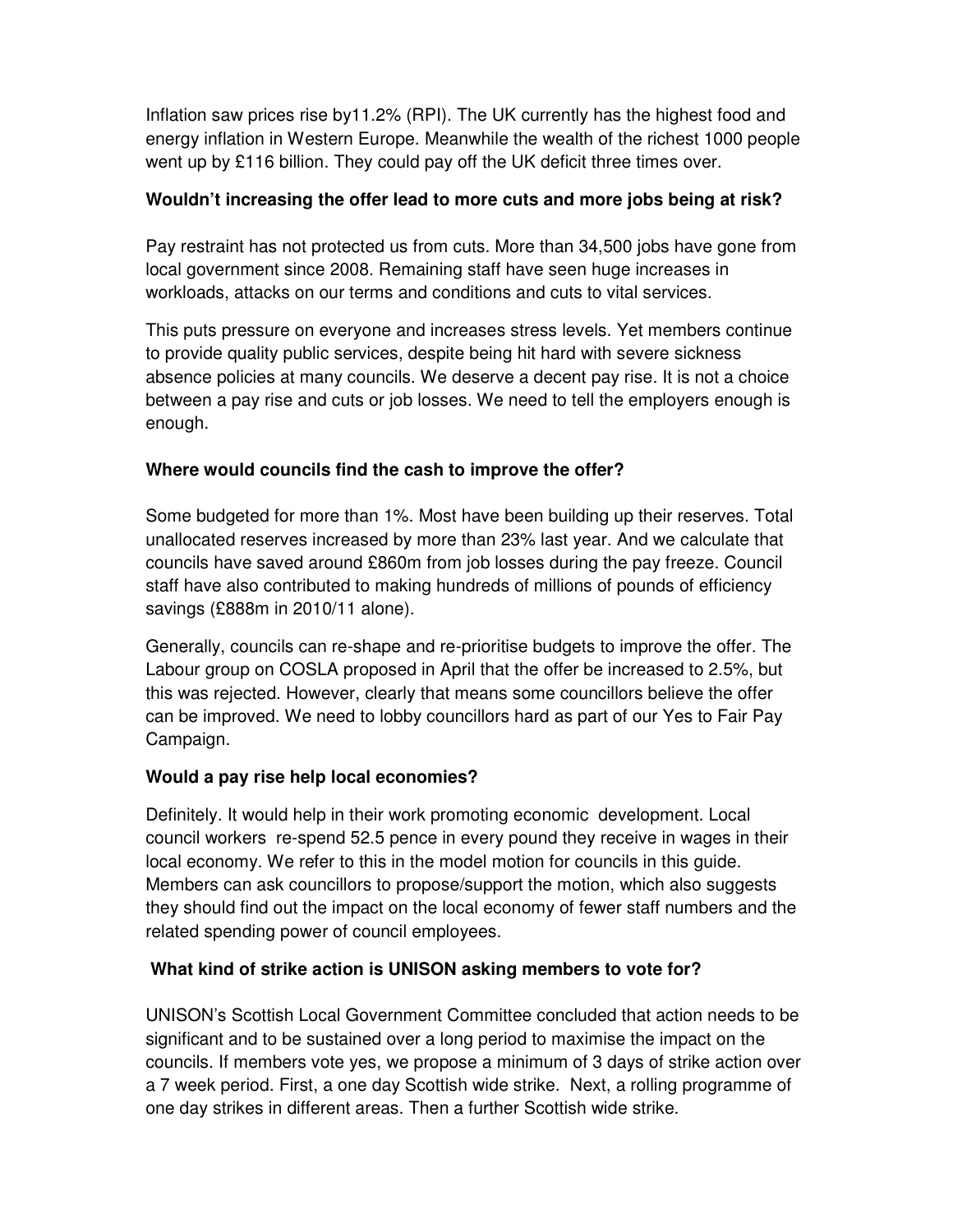Inflation saw prices rise by11.2% (RPI). The UK currently has the highest food and energy inflation in Western Europe. Meanwhile the wealth of the richest 1000 people went up by £116 billion. They could pay off the UK deficit three times over.

**Wouldn't increasing the offer lead to more cuts and more jobs being at risk?**

Pay restraint has not protected us from cuts. More than 34,500 jobs have gone from local government since 2008. Remaining staff have seen huge increases in workloads, attacks on our terms and conditions and cuts to vital services.

This puts pressure on everyone and increases stress levels. Yet members continue to provide quality public services, despite being hit hard with severe sickness absence policies at many councils. We deserve a decent pay rise. It is not a choice between a pay rise and cuts or job losses. We need to tell the employers enough is enough.

**Where would councils find the cash to improve the offer?**

Some budgeted for more than 1%. Most have been building up their reserves. Total unallocated reserves increased by more than 23% last year. And we calculate that councils have saved around £860m from job losses during the pay freeze. Council staff have also contributed to making hundreds of millions of pounds of efficiency savings (£888m in 2010/11 alone).

Generally, councils can re-shape and re-prioritise budgets to improve the offer. The Labour group on COSLA proposed in April that the offer be increased to 2.5%, but this was rejected. However, clearly that means some councillors believe the offer can be improved. We need to lobby councillors hard as part of our Yes to Fair Pay Campaign.

**Would a pay rise help local economies?**

Definitely. It would help in their work promoting economic development. Local council workers re-spend 52.5 pence in every pound they receive in wages in their local economy. We refer to this in the model motion for councils in this guide. Members can ask councillors to propose/support the motion, which also suggests they should find out the impact on the local economy of fewer staff numbers and the related spending power of council employees.

**What kind of strike action is UNISON asking members to vote for?**

UNISON's Scottish Local Government Committee concluded that action needs to be significant and to be sustained over a long period to maximise the impact on the councils. If members vote yes, we propose a minimum of 3 days of strike action over a 7 week period. First, a one day Scottish wide strike. Next, a rolling programme of one day strikes in different areas. Then a further Scottish wide strike.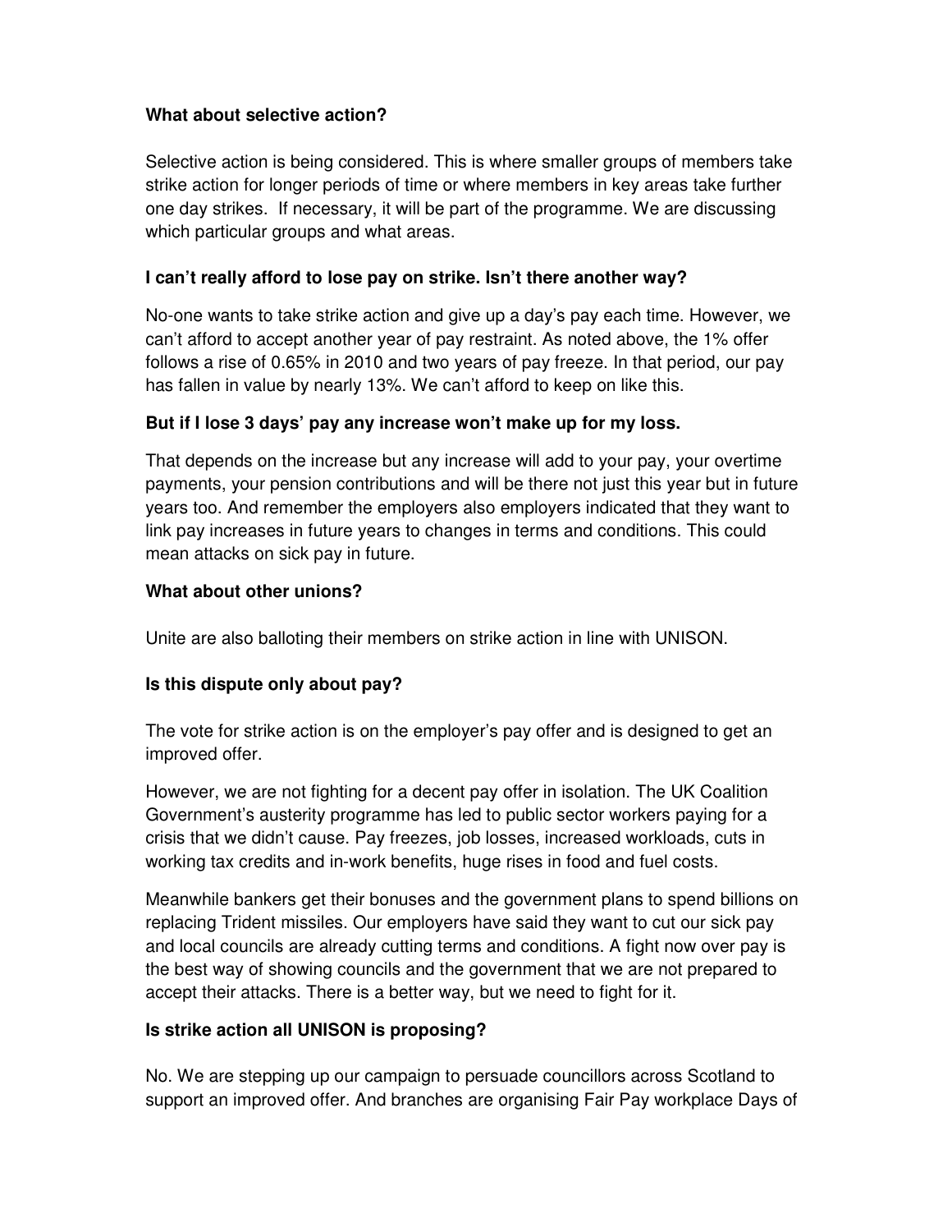**What about selective action?**

Selective action is being considered. This is where smaller groups of members take strike action for longer periods of time or where members in key areas take further one day strikes. If necessary, it will be part of the programme. We are discussing which particular groups and what areas.

**I can't really afford to lose pay on strike. Isn't there another way?**

No-one wants to take strike action and give up a day's pay each time. However, we can't afford to accept another year of pay restraint. As noted above, the 1% offer follows a rise of 0.65% in 2010 and two years of pay freeze. In that period, our pay has fallen in value by nearly 13%. We can't afford to keep on like this.

**But if I lose 3 days' pay any increase won't make up for my loss.**

That depends on the increase but any increase will add to your pay, your overtime payments, your pension contributions and will be there not just this year but in future years too. And remember the employers also employers indicated that they want to link pay increases in future years to changes in terms and conditions. This could mean attacks on sick pay in future.

**What about other unions?**

Unite are also balloting their members on strike action in line with UNISON.

**Is this dispute only about pay?**

The vote for strike action is on the employer's pay offer and is designed to get an improved offer.

However, we are not fighting for a decent pay offer in isolation. The UK Coalition Government's austerity programme has led to public sector workers paying for a crisis that we didn't cause. Pay freezes, job losses, increased workloads, cuts in working tax credits and in-work benefits, huge rises in food and fuel costs.

Meanwhile bankers get their bonuses and the government plans to spend billions on replacing Trident missiles. Our employers have said they want to cut our sick pay and local councils are already cutting terms and conditions. A fight now over pay is the best way of showing councils and the government that we are not prepared to accept their attacks. There is a better way, but we need to fight for it.

**Is strike action all UNISON is proposing?**

No. We are stepping up our campaign to persuade councillors across Scotland to support an improved offer. And branches are organising Fair Pay workplace Days of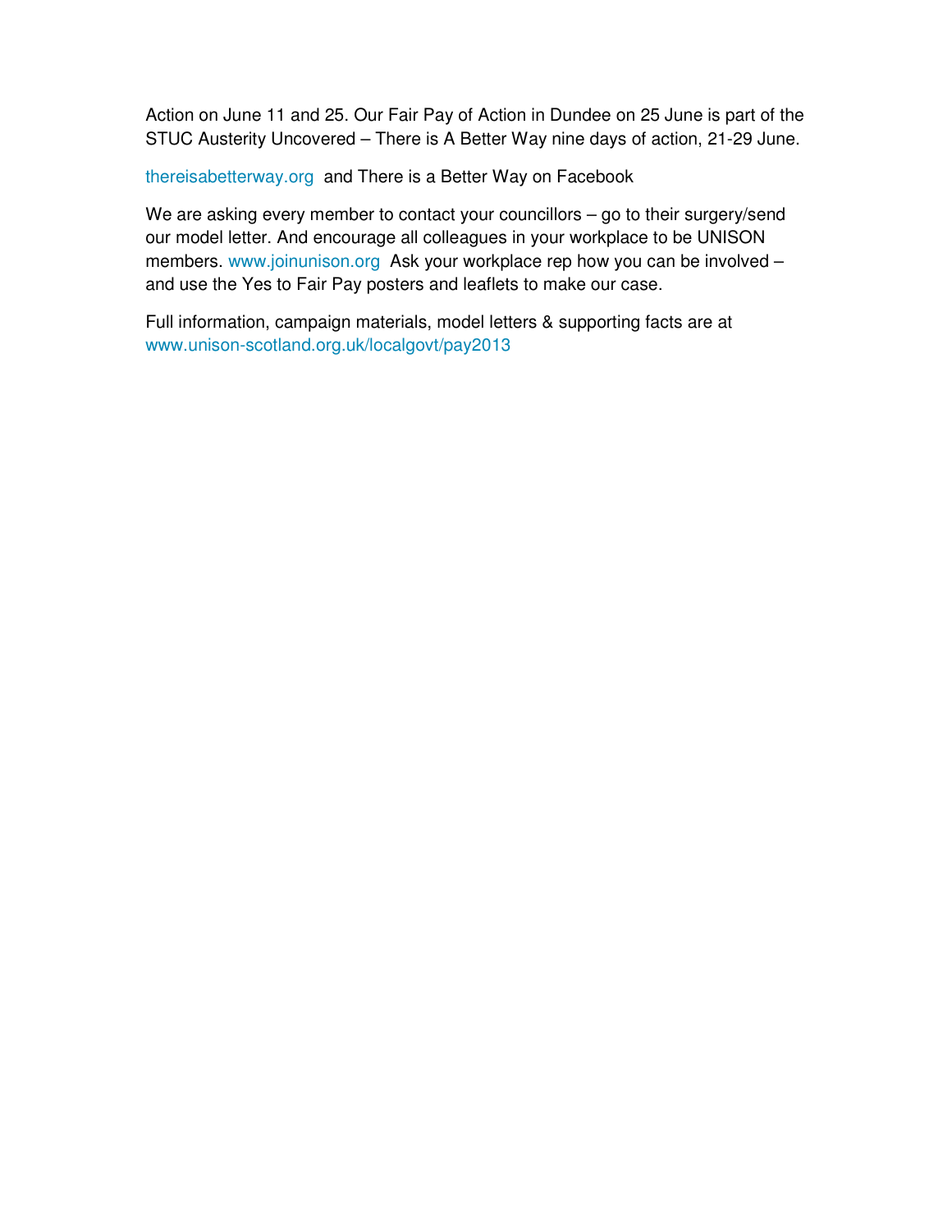Action on June 11 and 25. Our Fair Pay of Action in Dundee on 25 June is part of the STUC Austerity Uncovered – There is A Better Way nine days of action, 21-29 June.

thereisabetterway.org and There is a Better Way on Facebook

We are asking every member to contact your councillors – go to their surgery/send our model letter. And encourage all colleagues in your workplace to be UNISON members. www.joinunison.org Ask your workplace rep how you can be involved – and use the Yes to Fair Pay posters and leaflets to make our case.

Full information, campaign materials, model letters & supporting facts are at www.unison-scotland.org.uk/localgovt/pay2013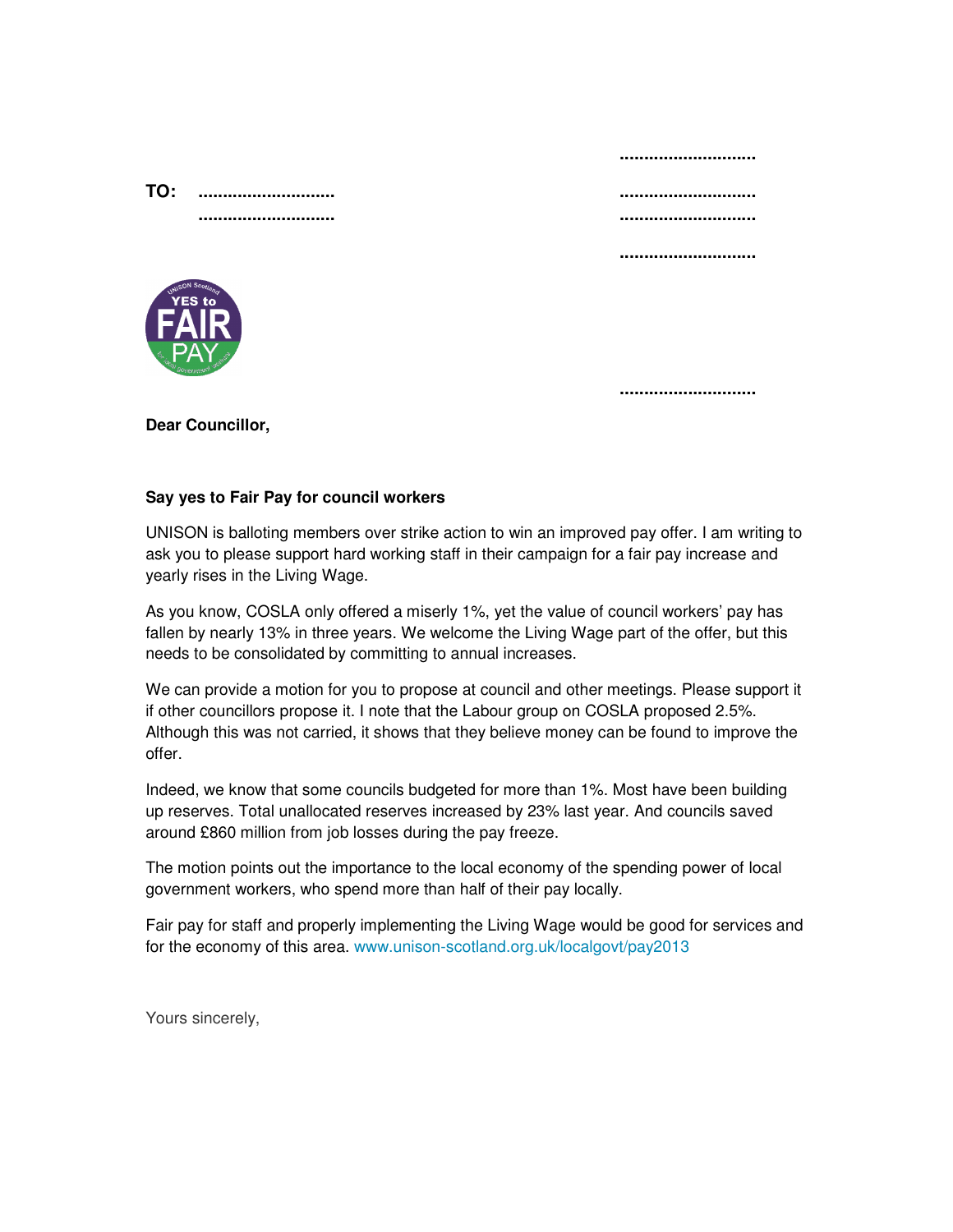............................

**TO:** ............................
............................

............................
............................

............................

............................

**Dear Councillor,**

**Say yes to Fair Pay for council workers**

UNISON is balloting members over strike action to win an improved pay offer. I am writing to ask you to please support hard working staff in their campaign for a fair pay increase and yearly rises in the Living Wage.

As you know, COSLA only offered a miserly 1%, yet the value of council workers' pay has fallen by nearly 13% in three years. We welcome the Living Wage part of the offer, but this needs to be consolidated by committing to annual increases.

We can provide a motion for you to propose at council and other meetings. Please support it if other councillors propose it. I note that the Labour group on COSLA proposed 2.5%. Although this was not carried, it shows that they believe money can be found to improve the offer.

Indeed, we know that some councils budgeted for more than 1%. Most have been building up reserves. Total unallocated reserves increased by 23% last year. And councils saved around £860 million from job losses during the pay freeze.

The motion points out the importance to the local economy of the spending power of local government workers, who spend more than half of their pay locally.

Fair pay for staff and properly implementing the Living Wage would be good for services and for the economy of this area. www.unison-scotland.org.uk/localgovt/pay2013

Yours sincerely,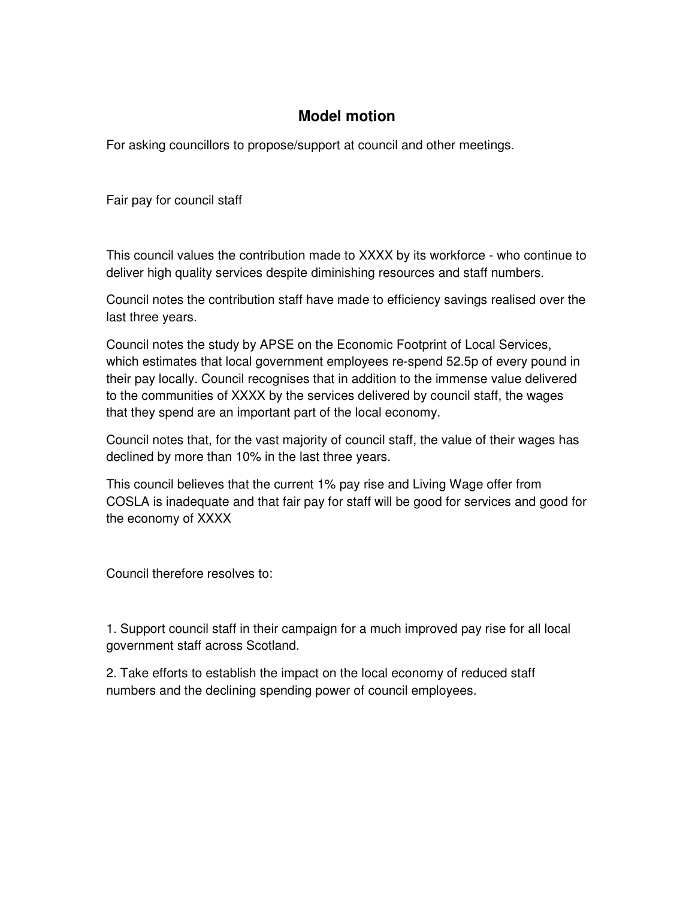## Model motion

For asking councillors to propose/support at council and other meetings.

Fair pay for council staff

This council values the contribution made to XXXX by its workforce - who continue to deliver high quality services despite diminishing resources and staff numbers.

Council notes the contribution staff have made to efficiency savings realised over the last three years.

Council notes the study by APSE on the Economic Footprint of Local Services, which estimates that local government employees re-spend 52.5p of every pound in their pay locally. Council recognises that in addition to the immense value delivered to the communities of XXXX by the services delivered by council staff, the wages that they spend are an important part of the local economy.

Council notes that, for the vast majority of council staff, the value of their wages has declined by more than 10% in the last three years.

This council believes that the current 1% pay rise and Living Wage offer from COSLA is inadequate and that fair pay for staff will be good for services and good for the economy of XXXX

Council therefore resolves to:

1. Support council staff in their campaign for a much improved pay rise for all local government staff across Scotland.

2. Take efforts to establish the impact on the local economy of reduced staff numbers and the declining spending power of council employees.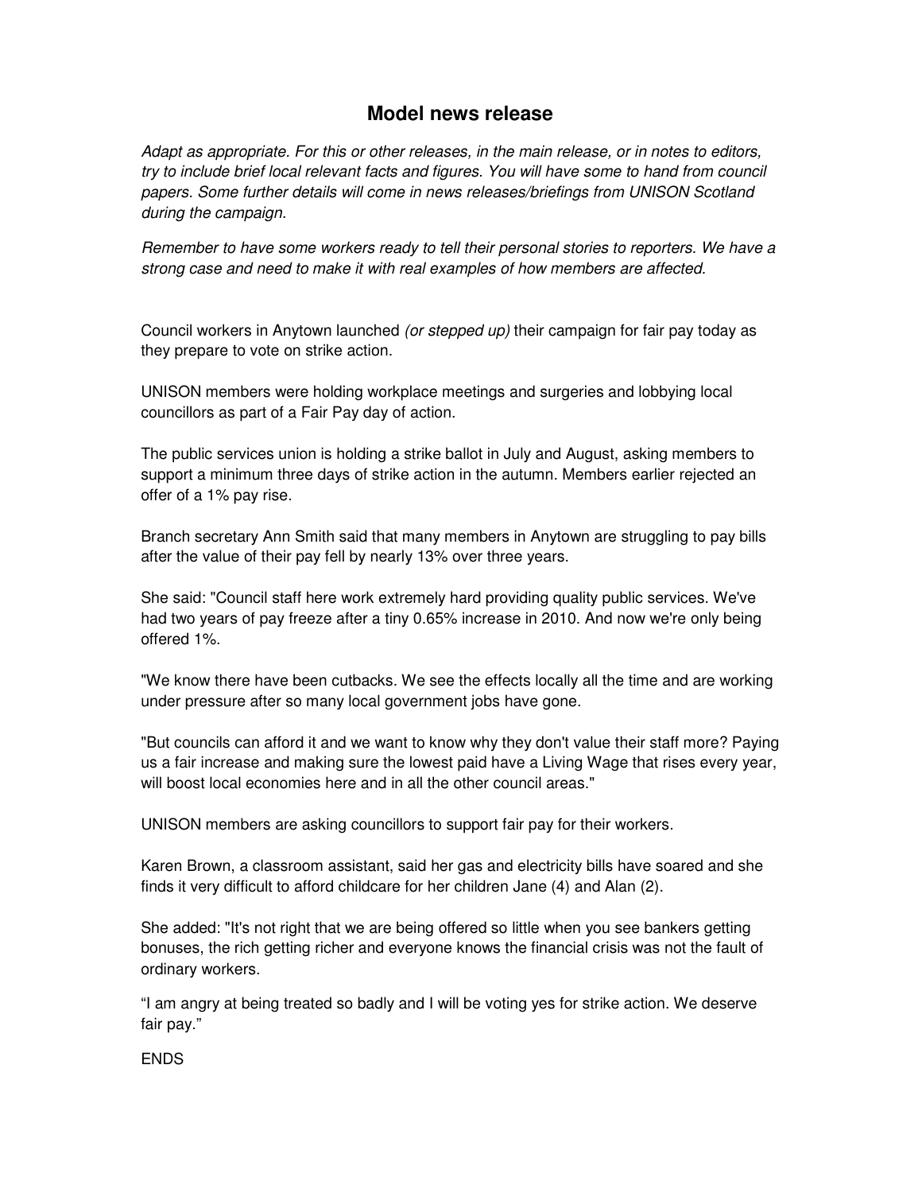# Model news release

*Adapt as appropriate. For this or other releases, in the main release, or in notes to editors, try to include brief local relevant facts and figures. You will have some to hand from council papers. Some further details will come in news releases/briefings from UNISON Scotland during the campaign.*

*Remember to have some workers ready to tell their personal stories to reporters. We have a strong case and need to make it with real examples of how members are affected.*

Council workers in Anytown launched *(or stepped up)* their campaign for fair pay today as they prepare to vote on strike action.

UNISON members were holding workplace meetings and surgeries and lobbying local councillors as part of a Fair Pay day of action.

The public services union is holding a strike ballot in July and August, asking members to support a minimum three days of strike action in the autumn. Members earlier rejected an offer of a 1% pay rise.

Branch secretary Ann Smith said that many members in Anytown are struggling to pay bills after the value of their pay fell by nearly 13% over three years.

She said: "Council staff here work extremely hard providing quality public services. We've had two years of pay freeze after a tiny 0.65% increase in 2010. And now we're only being offered 1%.

"We know there have been cutbacks. We see the effects locally all the time and are working under pressure after so many local government jobs have gone.

"But councils can afford it and we want to know why they don't value their staff more? Paying us a fair increase and making sure the lowest paid have a Living Wage that rises every year, will boost local economies here and in all the other council areas."

UNISON members are asking councillors to support fair pay for their workers.

Karen Brown, a classroom assistant, said her gas and electricity bills have soared and she finds it very difficult to afford childcare for her children Jane (4) and Alan (2).

She added: "It's not right that we are being offered so little when you see bankers getting bonuses, the rich getting richer and everyone knows the financial crisis was not the fault of ordinary workers.

"I am angry at being treated so badly and I will be voting yes for strike action. We deserve fair pay."

ENDS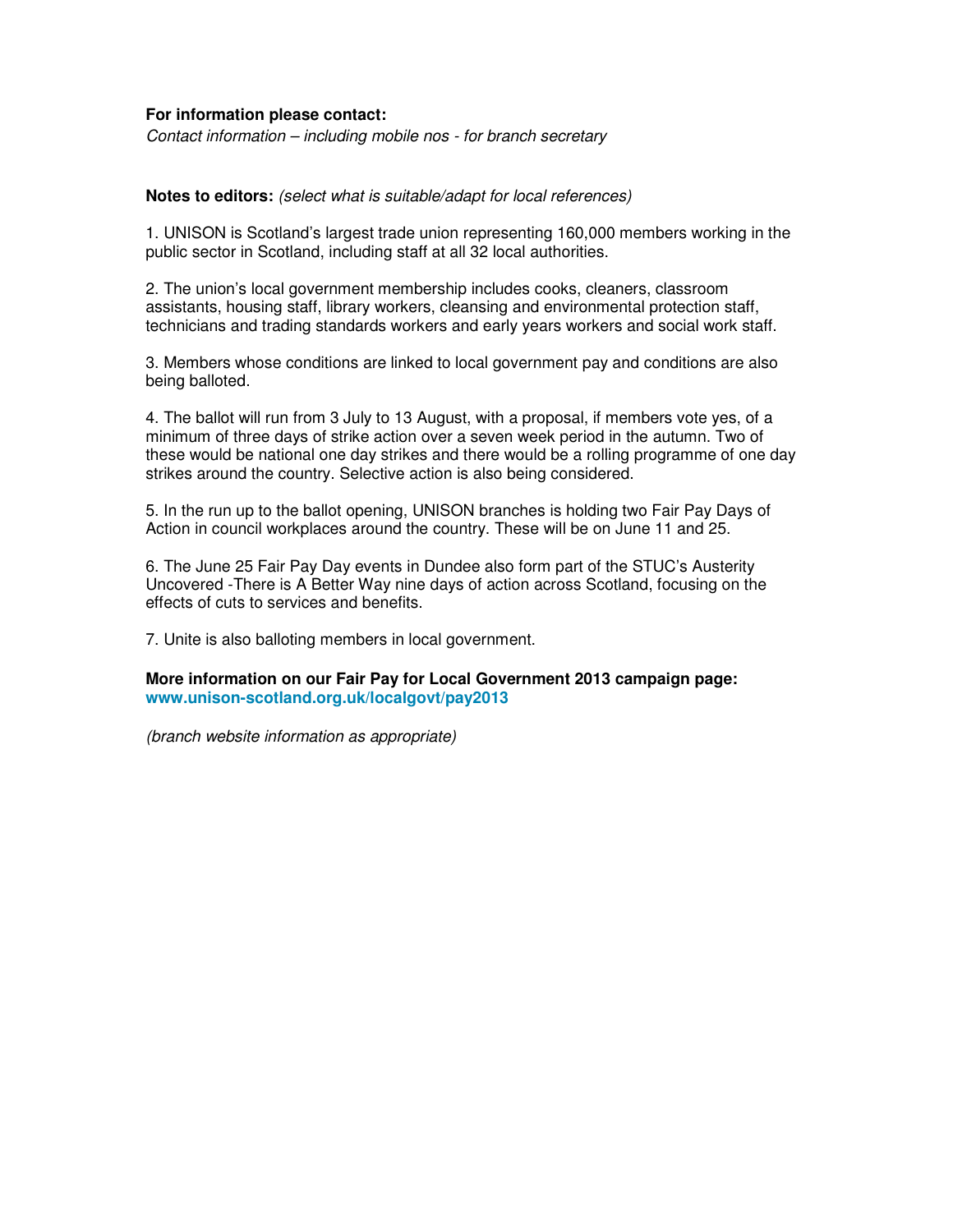**For information please contact:**
*Contact information – including mobile nos - for branch secretary*

**Notes to editors:** *(select what is suitable/adapt for local references)*

1. UNISON is Scotland's largest trade union representing 160,000 members working in the public sector in Scotland, including staff at all 32 local authorities.

2. The union's local government membership includes cooks, cleaners, classroom assistants, housing staff, library workers, cleansing and environmental protection staff, technicians and trading standards workers and early years workers and social work staff.

3. Members whose conditions are linked to local government pay and conditions are also being balloted.

4. The ballot will run from 3 July to 13 August, with a proposal, if members vote yes, of a minimum of three days of strike action over a seven week period in the autumn. Two of these would be national one day strikes and there would be a rolling programme of one day strikes around the country. Selective action is also being considered.

5. In the run up to the ballot opening, UNISON branches is holding two Fair Pay Days of Action in council workplaces around the country. These will be on June 11 and 25.

6. The June 25 Fair Pay Day events in Dundee also form part of the STUC's Austerity Uncovered -There is A Better Way nine days of action across Scotland, focusing on the effects of cuts to services and benefits.

7. Unite is also balloting members in local government.

**More information on our Fair Pay for Local Government 2013 campaign page:**
**www.unison-scotland.org.uk/localgovt/pay2013**

*(branch website information as appropriate)*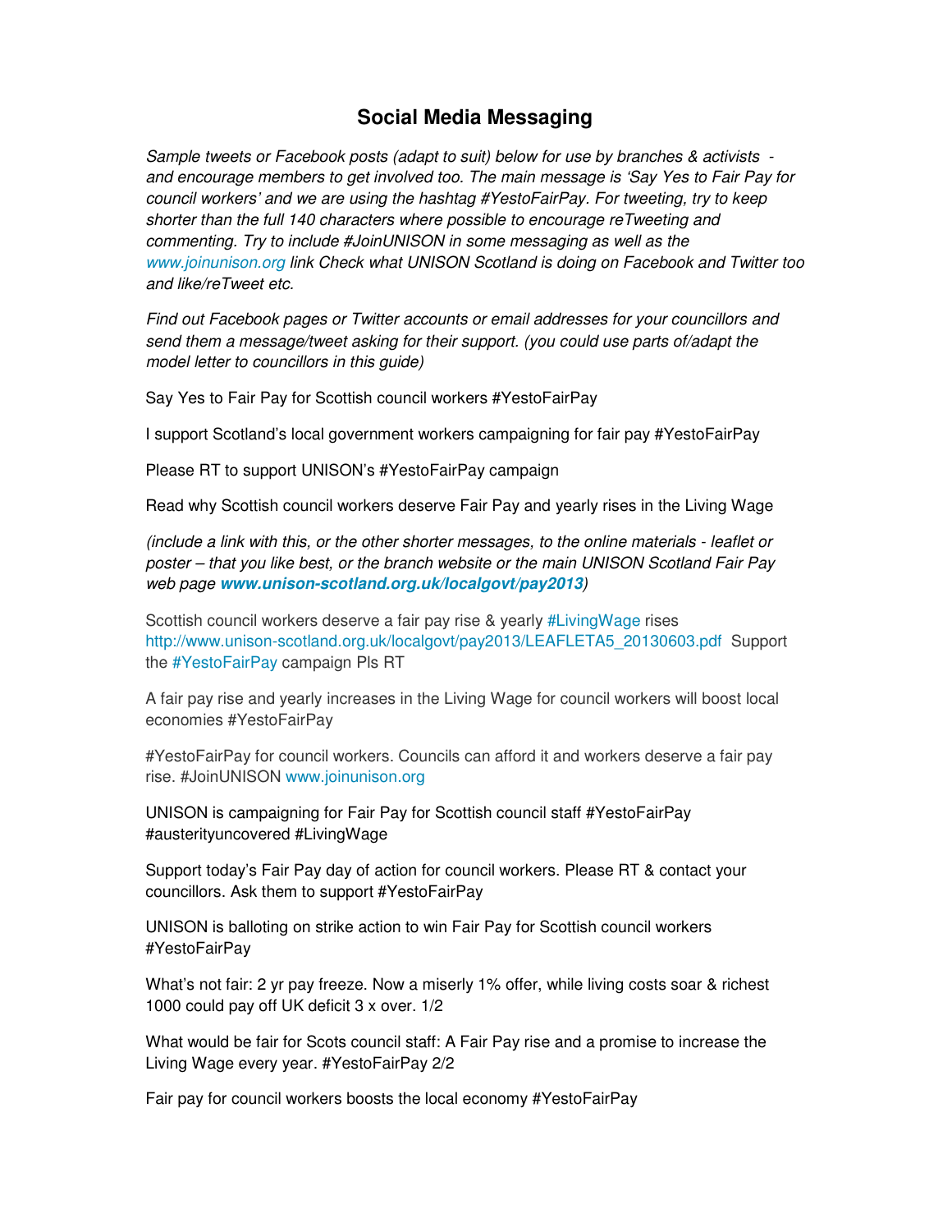# Social Media Messaging

*Sample tweets or Facebook posts (adapt to suit) below for use by branches & activists - and encourage members to get involved too. The main message is 'Say Yes to Fair Pay for council workers' and we are using the hashtag #YestoFairPay. For tweeting, try to keep shorter than the full 140 characters where possible to encourage reTweeting and commenting. Try to include #JoinUNISON in some messaging as well as the www.joinunison.org link Check what UNISON Scotland is doing on Facebook and Twitter too and like/reTweet etc.*

*Find out Facebook pages or Twitter accounts or email addresses for your councillors and send them a message/tweet asking for their support. (you could use parts of/adapt the model letter to councillors in this guide)*

Say Yes to Fair Pay for Scottish council workers #YestoFairPay

I support Scotland's local government workers campaigning for fair pay #YestoFairPay

Please RT to support UNISON's #YestoFairPay campaign

Read why Scottish council workers deserve Fair Pay and yearly rises in the Living Wage

*(include a link with this, or the other shorter messages, to the online materials - leaflet or poster – that you like best, or the branch website or the main UNISON Scotland Fair Pay web page* ***www.unison-scotland.org.uk/localgovt/pay2013****)*

Scottish council workers deserve a fair pay rise & yearly #LivingWage rises http://www.unison-scotland.org.uk/localgovt/pay2013/LEAFLETA5_20130603.pdf Support the #YestoFairPay campaign Pls RT

A fair pay rise and yearly increases in the Living Wage for council workers will boost local economies #YestoFairPay

#YestoFairPay for council workers. Councils can afford it and workers deserve a fair pay rise. #JoinUNISON www.joinunison.org

UNISON is campaigning for Fair Pay for Scottish council staff #YestoFairPay #austerityuncovered #LivingWage

Support today's Fair Pay day of action for council workers. Please RT & contact your councillors. Ask them to support #YestoFairPay

UNISON is balloting on strike action to win Fair Pay for Scottish council workers #YestoFairPay

What's not fair: 2 yr pay freeze. Now a miserly 1% offer, while living costs soar & richest 1000 could pay off UK deficit 3 x over. 1/2

What would be fair for Scots council staff: A Fair Pay rise and a promise to increase the Living Wage every year. #YestoFairPay 2/2

Fair pay for council workers boosts the local economy #YestoFairPay